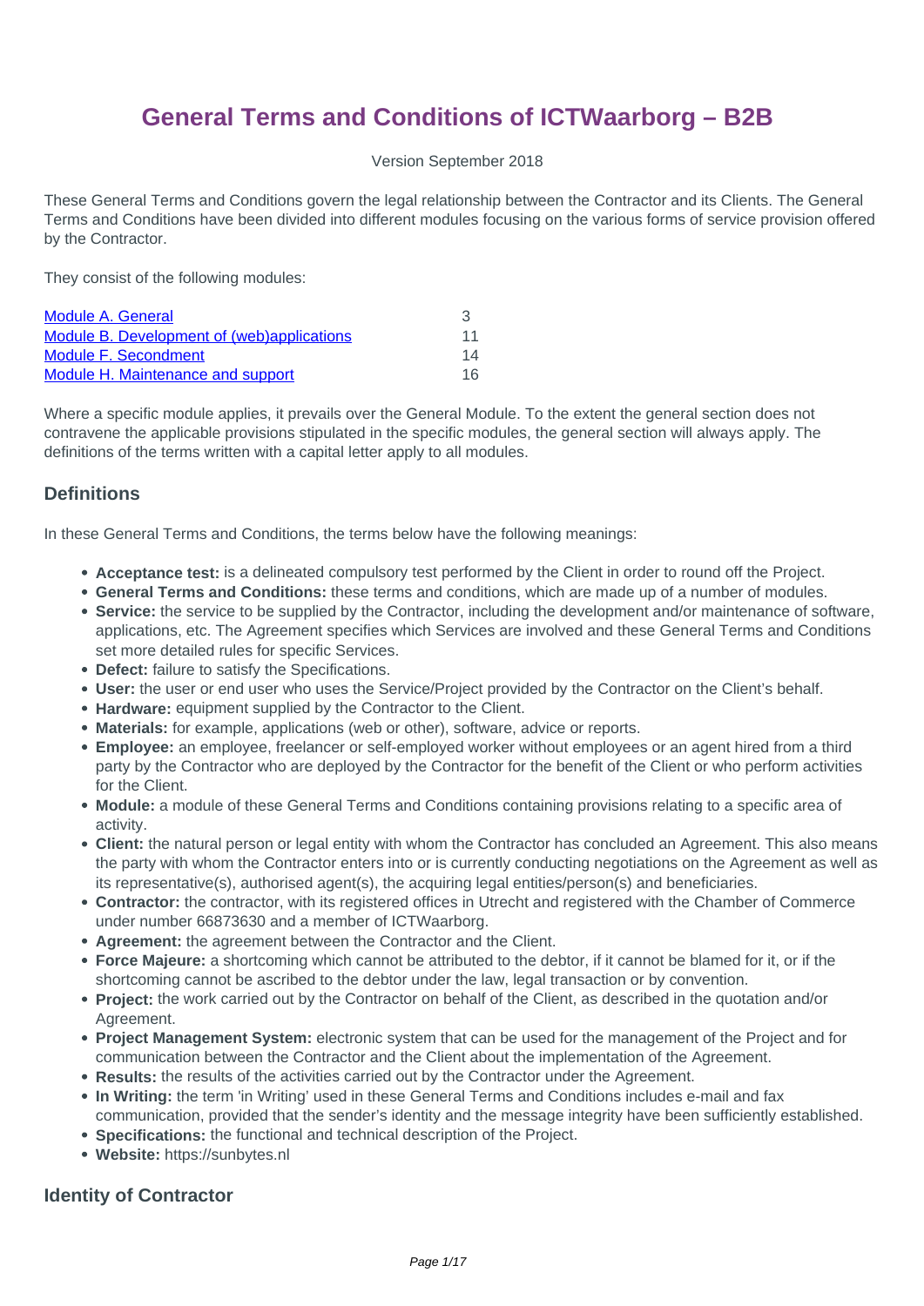# General Terms and Conditions of ICTWaarborg – B2B

Version September 2018

These General Terms and Conditions govern the legal relationship between the Contractor and its Clients. The General Terms and Conditions have been divided into different modules focusing on the various forms of service provision offered by the Contractor.

They consist of the following modules:

| | |
|---|---|
| Module A. General | 3 |
| Module B. Development of (web)applications | 11 |
| Module F. Secondment | 14 |
| Module H. Maintenance and support | 16 |

Where a specific module applies, it prevails over the General Module. To the extent the general section does not contravene the applicable provisions stipulated in the specific modules, the general section will always apply. The definitions of the terms written with a capital letter apply to all modules.

## Definitions

In these General Terms and Conditions, the terms below have the following meanings:

- **Acceptance test:** is a delineated compulsory test performed by the Client in order to round off the Project.
- **General Terms and Conditions:** these terms and conditions, which are made up of a number of modules.
- **Service:** the service to be supplied by the Contractor, including the development and/or maintenance of software, applications, etc. The Agreement specifies which Services are involved and these General Terms and Conditions set more detailed rules for specific Services.
- **Defect:** failure to satisfy the Specifications.
- **User:** the user or end user who uses the Service/Project provided by the Contractor on the Client's behalf.
- **Hardware:** equipment supplied by the Contractor to the Client.
- **Materials:** for example, applications (web or other), software, advice or reports.
- **Employee:** an employee, freelancer or self-employed worker without employees or an agent hired from a third party by the Contractor who are deployed by the Contractor for the benefit of the Client or who perform activities for the Client.
- **Module:** a module of these General Terms and Conditions containing provisions relating to a specific area of activity.
- **Client:** the natural person or legal entity with whom the Contractor has concluded an Agreement. This also means the party with whom the Contractor enters into or is currently conducting negotiations on the Agreement as well as its representative(s), authorised agent(s), the acquiring legal entities/person(s) and beneficiaries.
- **Contractor:** the contractor, with its registered offices in Utrecht and registered with the Chamber of Commerce under number 66873630 and a member of ICTWaarborg.
- **Agreement:** the agreement between the Contractor and the Client.
- **Force Majeure:** a shortcoming which cannot be attributed to the debtor, if it cannot be blamed for it, or if the shortcoming cannot be ascribed to the debtor under the law, legal transaction or by convention.
- **Project:** the work carried out by the Contractor on behalf of the Client, as described in the quotation and/or Agreement.
- **Project Management System:** electronic system that can be used for the management of the Project and for communication between the Contractor and the Client about the implementation of the Agreement.
- **Results:** the results of the activities carried out by the Contractor under the Agreement.
- **In Writing:** the term 'in Writing' used in these General Terms and Conditions includes e-mail and fax communication, provided that the sender's identity and the message integrity have been sufficiently established.
- **Specifications:** the functional and technical description of the Project.
- **Website:** https://sunbytes.nl

## Identity of Contractor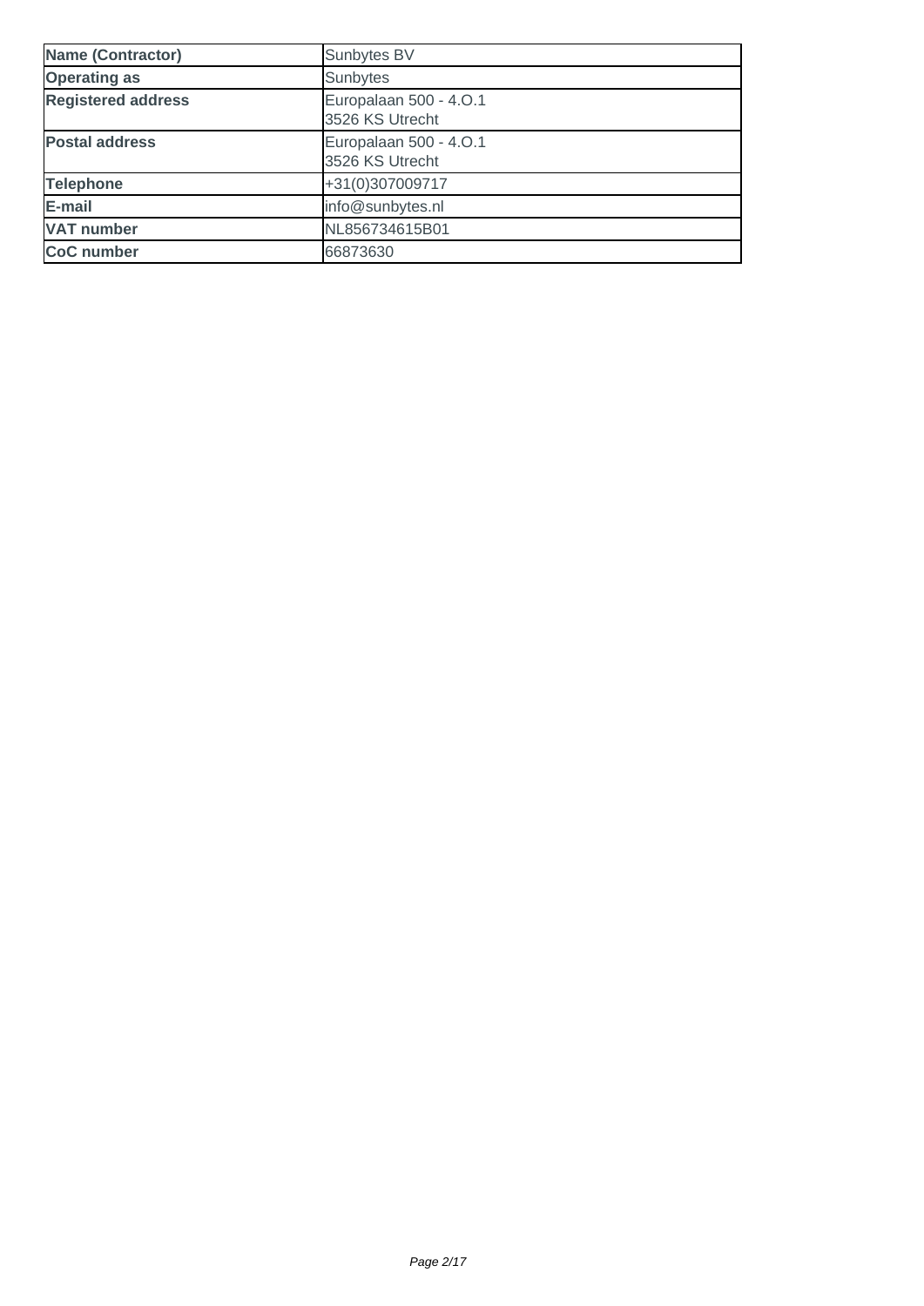| **Name (Contractor)** | Sunbytes BV |
| --- | --- |
| **Operating as** | Sunbytes |
| **Registered address** | Europalaan 500 - 4.O.1<br>3526 KS Utrecht |
| **Postal address** | Europalaan 500 - 4.O.1<br>3526 KS Utrecht |
| **Telephone** | +31(0)307009717 |
| **E-mail** | info@sunbytes.nl |
| **VAT number** | NL856734615B01 |
| **CoC number** | 66873630 |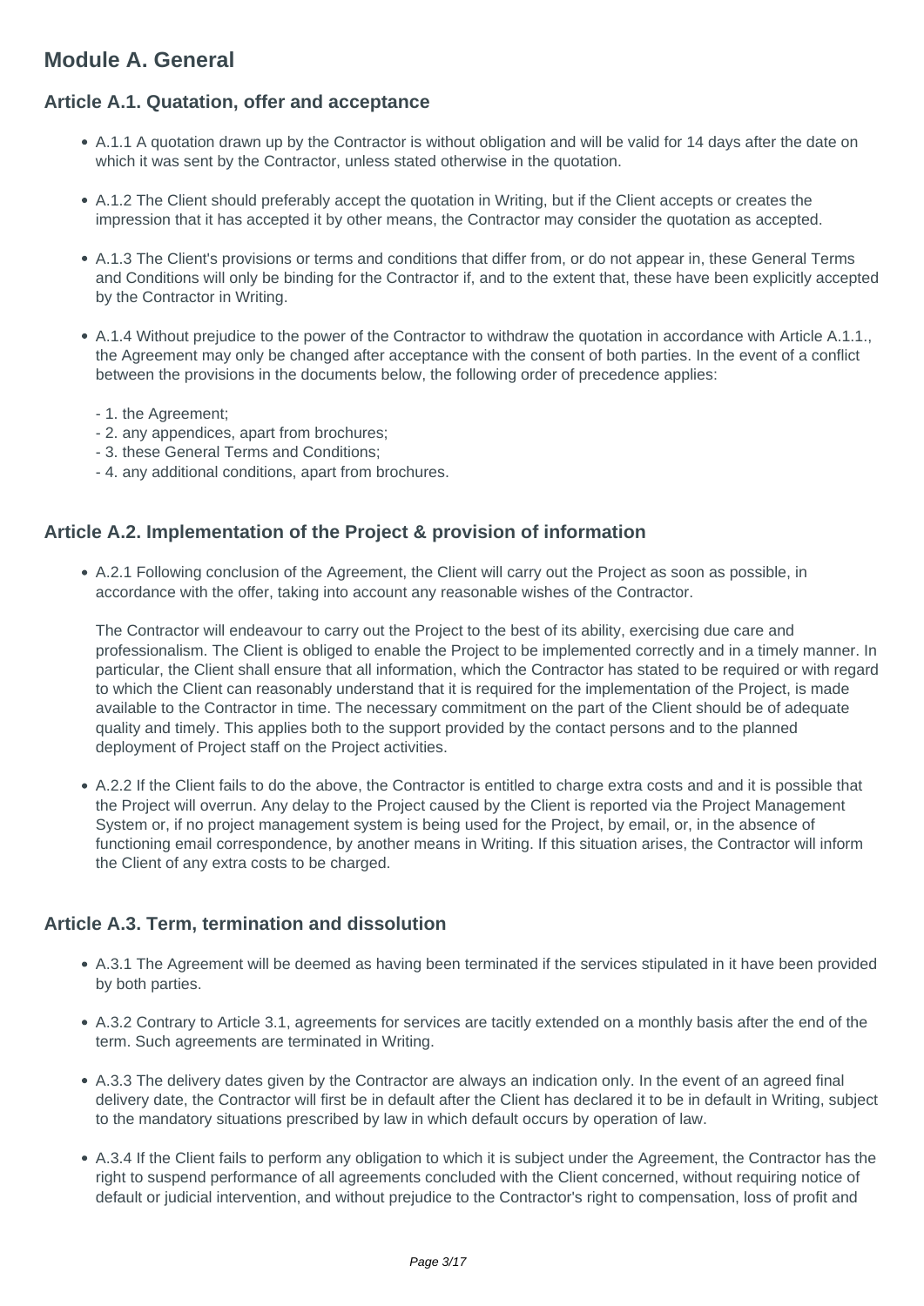## Module A. General

### Article A.1. Quatation, offer and acceptance

- A.1.1 A quotation drawn up by the Contractor is without obligation and will be valid for 14 days after the date on which it was sent by the Contractor, unless stated otherwise in the quotation.
- A.1.2 The Client should preferably accept the quotation in Writing, but if the Client accepts or creates the impression that it has accepted it by other means, the Contractor may consider the quotation as accepted.
- A.1.3 The Client's provisions or terms and conditions that differ from, or do not appear in, these General Terms and Conditions will only be binding for the Contractor if, and to the extent that, these have been explicitly accepted by the Contractor in Writing.
- A.1.4 Without prejudice to the power of the Contractor to withdraw the quotation in accordance with Article A.1.1., the Agreement may only be changed after acceptance with the consent of both parties. In the event of a conflict between the provisions in the documents below, the following order of precedence applies:

  - 1. the Agreement;
  - 2. any appendices, apart from brochures;
  - 3. these General Terms and Conditions;
  - 4. any additional conditions, apart from brochures.

### Article A.2. Implementation of the Project & provision of information

- A.2.1 Following conclusion of the Agreement, the Client will carry out the Project as soon as possible, in accordance with the offer, taking into account any reasonable wishes of the Contractor.

  The Contractor will endeavour to carry out the Project to the best of its ability, exercising due care and professionalism. The Client is obliged to enable the Project to be implemented correctly and in a timely manner. In particular, the Client shall ensure that all information, which the Contractor has stated to be required or with regard to which the Client can reasonably understand that it is required for the implementation of the Project, is made available to the Contractor in time. The necessary commitment on the part of the Client should be of adequate quality and timely. This applies both to the support provided by the contact persons and to the planned deployment of Project staff on the Project activities.

- A.2.2 If the Client fails to do the above, the Contractor is entitled to charge extra costs and and it is possible that the Project will overrun. Any delay to the Project caused by the Client is reported via the Project Management System or, if no project management system is being used for the Project, by email, or, in the absence of functioning email correspondence, by another means in Writing. If this situation arises, the Contractor will inform the Client of any extra costs to be charged.

### Article A.3. Term, termination and dissolution

- A.3.1 The Agreement will be deemed as having been terminated if the services stipulated in it have been provided by both parties.
- A.3.2 Contrary to Article 3.1, agreements for services are tacitly extended on a monthly basis after the end of the term. Such agreements are terminated in Writing.
- A.3.3 The delivery dates given by the Contractor are always an indication only. In the event of an agreed final delivery date, the Contractor will first be in default after the Client has declared it to be in default in Writing, subject to the mandatory situations prescribed by law in which default occurs by operation of law.
- A.3.4 If the Client fails to perform any obligation to which it is subject under the Agreement, the Contractor has the right to suspend performance of all agreements concluded with the Client concerned, without requiring notice of default or judicial intervention, and without prejudice to the Contractor's right to compensation, loss of profit and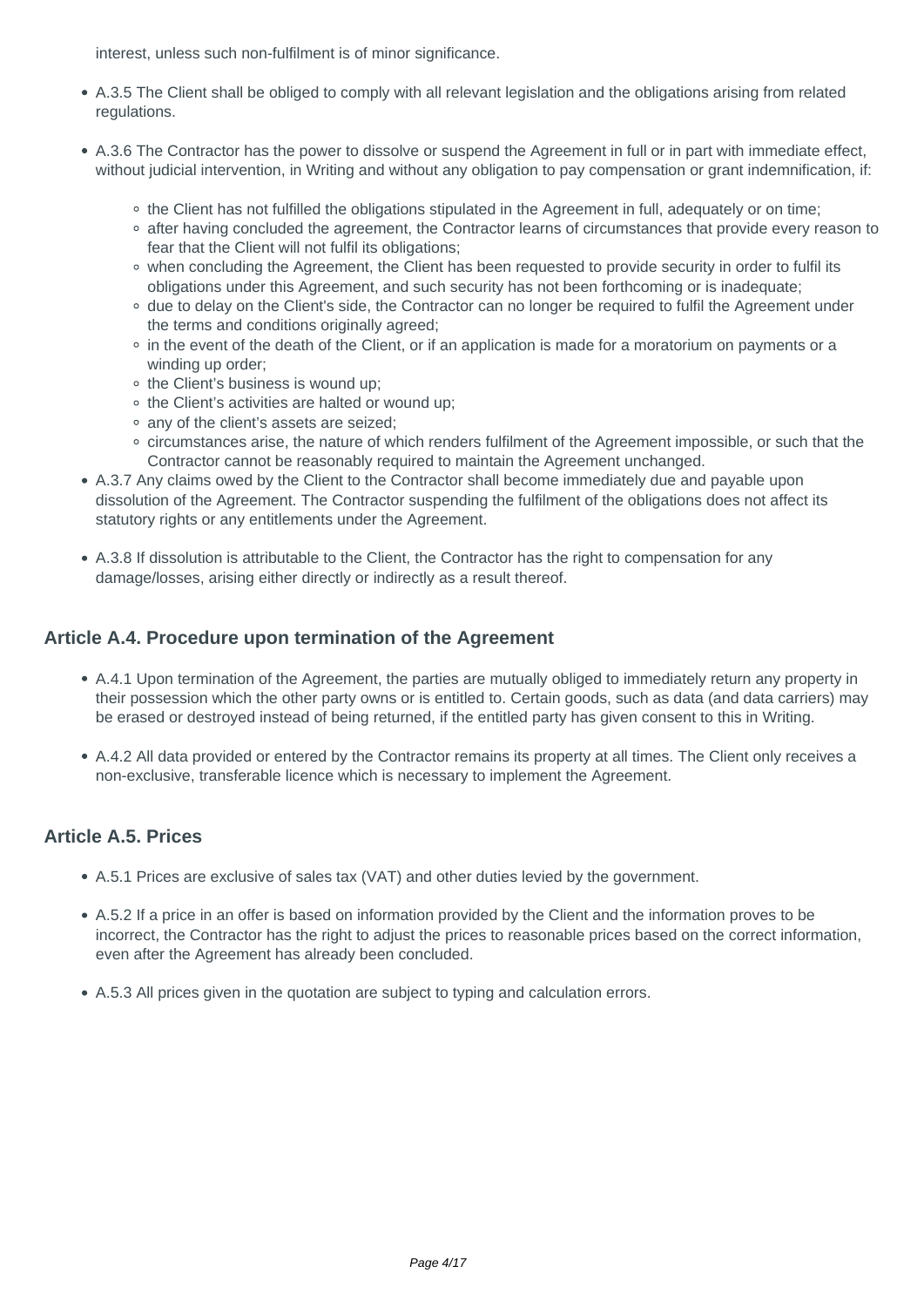interest, unless such non-fulfilment is of minor significance.

- A.3.5 The Client shall be obliged to comply with all relevant legislation and the obligations arising from related regulations.

- A.3.6 The Contractor has the power to dissolve or suspend the Agreement in full or in part with immediate effect, without judicial intervention, in Writing and without any obligation to pay compensation or grant indemnification, if:
  - the Client has not fulfilled the obligations stipulated in the Agreement in full, adequately or on time;
  - after having concluded the agreement, the Contractor learns of circumstances that provide every reason to fear that the Client will not fulfil its obligations;
  - when concluding the Agreement, the Client has been requested to provide security in order to fulfil its obligations under this Agreement, and such security has not been forthcoming or is inadequate;
  - due to delay on the Client's side, the Contractor can no longer be required to fulfil the Agreement under the terms and conditions originally agreed;
  - in the event of the death of the Client, or if an application is made for a moratorium on payments or a winding up order;
  - the Client's business is wound up;
  - the Client's activities are halted or wound up;
  - any of the client's assets are seized;
  - circumstances arise, the nature of which renders fulfilment of the Agreement impossible, or such that the Contractor cannot be reasonably required to maintain the Agreement unchanged.
- A.3.7 Any claims owed by the Client to the Contractor shall become immediately due and payable upon dissolution of the Agreement. The Contractor suspending the fulfilment of the obligations does not affect its statutory rights or any entitlements under the Agreement.

- A.3.8 If dissolution is attributable to the Client, the Contractor has the right to compensation for any damage/losses, arising either directly or indirectly as a result thereof.

### Article A.4. Procedure upon termination of the Agreement

- A.4.1 Upon termination of the Agreement, the parties are mutually obliged to immediately return any property in their possession which the other party owns or is entitled to. Certain goods, such as data (and data carriers) may be erased or destroyed instead of being returned, if the entitled party has given consent to this in Writing.

- A.4.2 All data provided or entered by the Contractor remains its property at all times. The Client only receives a non-exclusive, transferable licence which is necessary to implement the Agreement.

### Article A.5. Prices

- A.5.1 Prices are exclusive of sales tax (VAT) and other duties levied by the government.

- A.5.2 If a price in an offer is based on information provided by the Client and the information proves to be incorrect, the Contractor has the right to adjust the prices to reasonable prices based on the correct information, even after the Agreement has already been concluded.

- A.5.3 All prices given in the quotation are subject to typing and calculation errors.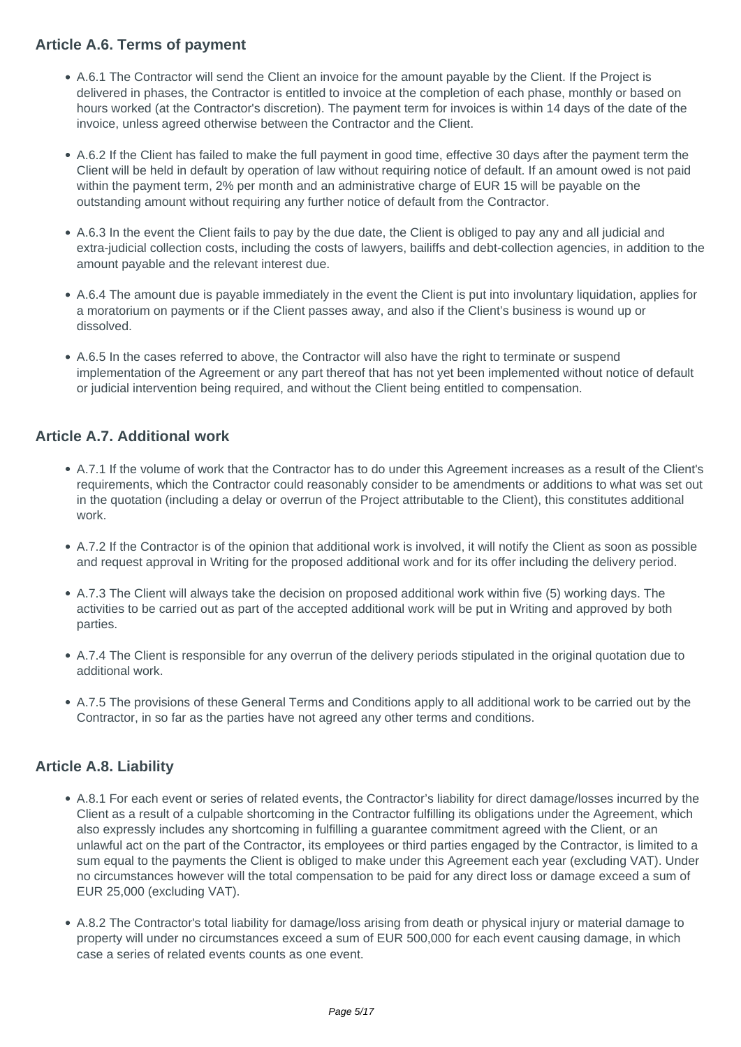### Article A.6. Terms of payment

- A.6.1 The Contractor will send the Client an invoice for the amount payable by the Client. If the Project is delivered in phases, the Contractor is entitled to invoice at the completion of each phase, monthly or based on hours worked (at the Contractor's discretion). The payment term for invoices is within 14 days of the date of the invoice, unless agreed otherwise between the Contractor and the Client.
- A.6.2 If the Client has failed to make the full payment in good time, effective 30 days after the payment term the Client will be held in default by operation of law without requiring notice of default. If an amount owed is not paid within the payment term, 2% per month and an administrative charge of EUR 15 will be payable on the outstanding amount without requiring any further notice of default from the Contractor.
- A.6.3 In the event the Client fails to pay by the due date, the Client is obliged to pay any and all judicial and extra-judicial collection costs, including the costs of lawyers, bailiffs and debt-collection agencies, in addition to the amount payable and the relevant interest due.
- A.6.4 The amount due is payable immediately in the event the Client is put into involuntary liquidation, applies for a moratorium on payments or if the Client passes away, and also if the Client's business is wound up or dissolved.
- A.6.5 In the cases referred to above, the Contractor will also have the right to terminate or suspend implementation of the Agreement or any part thereof that has not yet been implemented without notice of default or judicial intervention being required, and without the Client being entitled to compensation.

### Article A.7. Additional work

- A.7.1 If the volume of work that the Contractor has to do under this Agreement increases as a result of the Client's requirements, which the Contractor could reasonably consider to be amendments or additions to what was set out in the quotation (including a delay or overrun of the Project attributable to the Client), this constitutes additional work.
- A.7.2 If the Contractor is of the opinion that additional work is involved, it will notify the Client as soon as possible and request approval in Writing for the proposed additional work and for its offer including the delivery period.
- A.7.3 The Client will always take the decision on proposed additional work within five (5) working days. The activities to be carried out as part of the accepted additional work will be put in Writing and approved by both parties.
- A.7.4 The Client is responsible for any overrun of the delivery periods stipulated in the original quotation due to additional work.
- A.7.5 The provisions of these General Terms and Conditions apply to all additional work to be carried out by the Contractor, in so far as the parties have not agreed any other terms and conditions.

### Article A.8. Liability

- A.8.1 For each event or series of related events, the Contractor's liability for direct damage/losses incurred by the Client as a result of a culpable shortcoming in the Contractor fulfilling its obligations under the Agreement, which also expressly includes any shortcoming in fulfilling a guarantee commitment agreed with the Client, or an unlawful act on the part of the Contractor, its employees or third parties engaged by the Contractor, is limited to a sum equal to the payments the Client is obliged to make under this Agreement each year (excluding VAT). Under no circumstances however will the total compensation to be paid for any direct loss or damage exceed a sum of EUR 25,000 (excluding VAT).
- A.8.2 The Contractor's total liability for damage/loss arising from death or physical injury or material damage to property will under no circumstances exceed a sum of EUR 500,000 for each event causing damage, in which case a series of related events counts as one event.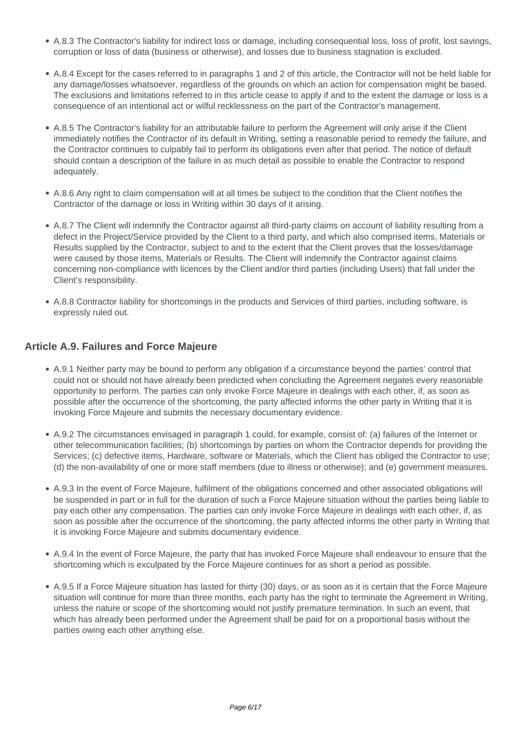- A.8.3 The Contractor's liability for indirect loss or damage, including consequential loss, loss of profit, lost savings, corruption or loss of data (business or otherwise), and losses due to business stagnation is excluded.
- A.8.4 Except for the cases referred to in paragraphs 1 and 2 of this article, the Contractor will not be held liable for any damage/losses whatsoever, regardless of the grounds on which an action for compensation might be based. The exclusions and limitations referred to in this article cease to apply if and to the extent the damage or loss is a consequence of an intentional act or wilful recklessness on the part of the Contractor's management.
- A.8.5 The Contractor's liability for an attributable failure to perform the Agreement will only arise if the Client immediately notifies the Contractor of its default in Writing, setting a reasonable period to remedy the failure, and the Contractor continues to culpably fail to perform its obligations even after that period. The notice of default should contain a description of the failure in as much detail as possible to enable the Contractor to respond adequately.
- A.8.6 Any right to claim compensation will at all times be subject to the condition that the Client notifies the Contractor of the damage or loss in Writing within 30 days of it arising.
- A.8.7 The Client will indemnify the Contractor against all third-party claims on account of liability resulting from a defect in the Project/Service provided by the Client to a third party, and which also comprised items, Materials or Results supplied by the Contractor, subject to and to the extent that the Client proves that the losses/damage were caused by those items, Materials or Results. The Client will indemnify the Contractor against claims concerning non-compliance with licences by the Client and/or third parties (including Users) that fall under the Client's responsibility.
- A.8.8 Contractor liability for shortcomings in the products and Services of third parties, including software, is expressly ruled out.

### Article A.9. Failures and Force Majeure

- A.9.1 Neither party may be bound to perform any obligation if a circumstance beyond the parties' control that could not or should not have already been predicted when concluding the Agreement negates every reasonable opportunity to perform. The parties can only invoke Force Majeure in dealings with each other, if, as soon as possible after the occurrence of the shortcoming, the party affected informs the other party in Writing that it is invoking Force Majeure and submits the necessary documentary evidence.
- A.9.2 The circumstances envisaged in paragraph 1 could, for example, consist of: (a) failures of the Internet or other telecommunication facilities; (b) shortcomings by parties on whom the Contractor depends for providing the Services; (c) defective items, Hardware, software or Materials, which the Client has obliged the Contractor to use; (d) the non-availability of one or more staff members (due to illness or otherwise); and (e) government measures.
- A.9.3 In the event of Force Majeure, fulfilment of the obligations concerned and other associated obligations will be suspended in part or in full for the duration of such a Force Majeure situation without the parties being liable to pay each other any compensation. The parties can only invoke Force Majeure in dealings with each other, if, as soon as possible after the occurrence of the shortcoming, the party affected informs the other party in Writing that it is invoking Force Majeure and submits documentary evidence.
- A.9.4 In the event of Force Majeure, the party that has invoked Force Majeure shall endeavour to ensure that the shortcoming which is exculpated by the Force Majeure continues for as short a period as possible.
- A.9.5 If a Force Majeure situation has lasted for thirty (30) days, or as soon as it is certain that the Force Majeure situation will continue for more than three months, each party has the right to terminate the Agreement in Writing, unless the nature or scope of the shortcoming would not justify premature termination. In such an event, that which has already been performed under the Agreement shall be paid for on a proportional basis without the parties owing each other anything else.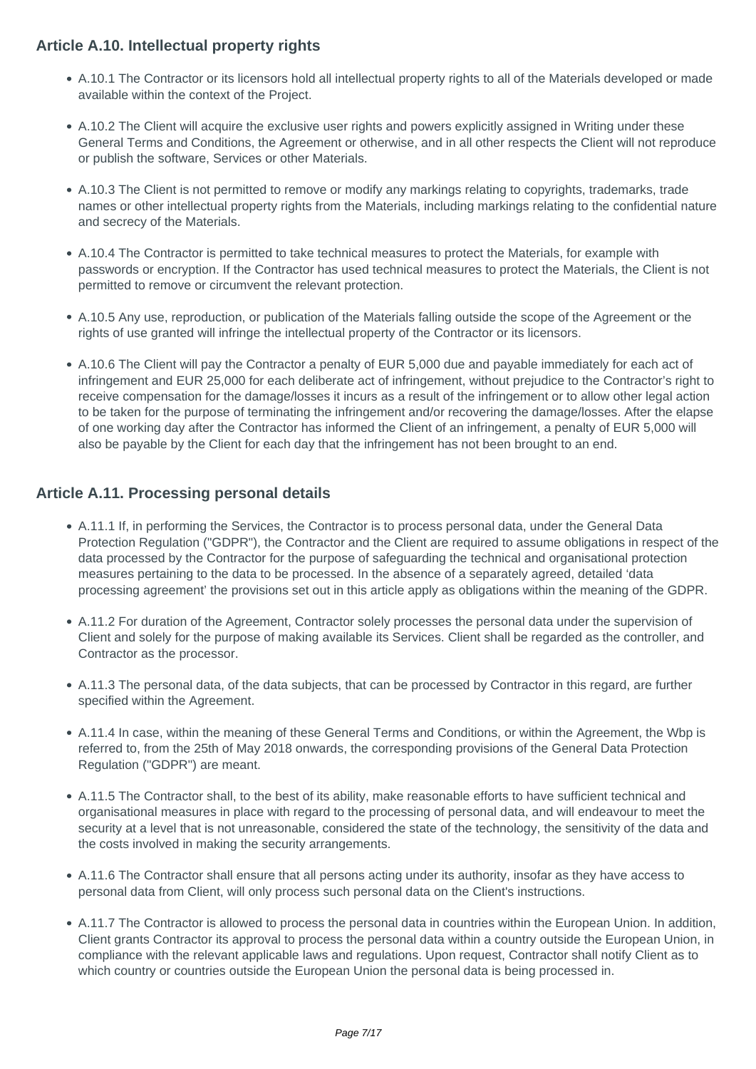### Article A.10. Intellectual property rights

- A.10.1 The Contractor or its licensors hold all intellectual property rights to all of the Materials developed or made available within the context of the Project.
- A.10.2 The Client will acquire the exclusive user rights and powers explicitly assigned in Writing under these General Terms and Conditions, the Agreement or otherwise, and in all other respects the Client will not reproduce or publish the software, Services or other Materials.
- A.10.3 The Client is not permitted to remove or modify any markings relating to copyrights, trademarks, trade names or other intellectual property rights from the Materials, including markings relating to the confidential nature and secrecy of the Materials.
- A.10.4 The Contractor is permitted to take technical measures to protect the Materials, for example with passwords or encryption. If the Contractor has used technical measures to protect the Materials, the Client is not permitted to remove or circumvent the relevant protection.
- A.10.5 Any use, reproduction, or publication of the Materials falling outside the scope of the Agreement or the rights of use granted will infringe the intellectual property of the Contractor or its licensors.
- A.10.6 The Client will pay the Contractor a penalty of EUR 5,000 due and payable immediately for each act of infringement and EUR 25,000 for each deliberate act of infringement, without prejudice to the Contractor's right to receive compensation for the damage/losses it incurs as a result of the infringement or to allow other legal action to be taken for the purpose of terminating the infringement and/or recovering the damage/losses. After the elapse of one working day after the Contractor has informed the Client of an infringement, a penalty of EUR 5,000 will also be payable by the Client for each day that the infringement has not been brought to an end.

### Article A.11. Processing personal details

- A.11.1 If, in performing the Services, the Contractor is to process personal data, under the General Data Protection Regulation ("GDPR"), the Contractor and the Client are required to assume obligations in respect of the data processed by the Contractor for the purpose of safeguarding the technical and organisational protection measures pertaining to the data to be processed. In the absence of a separately agreed, detailed 'data processing agreement' the provisions set out in this article apply as obligations within the meaning of the GDPR.
- A.11.2 For duration of the Agreement, Contractor solely processes the personal data under the supervision of Client and solely for the purpose of making available its Services. Client shall be regarded as the controller, and Contractor as the processor.
- A.11.3 The personal data, of the data subjects, that can be processed by Contractor in this regard, are further specified within the Agreement.
- A.11.4 In case, within the meaning of these General Terms and Conditions, or within the Agreement, the Wbp is referred to, from the 25th of May 2018 onwards, the corresponding provisions of the General Data Protection Regulation ("GDPR") are meant.
- A.11.5 The Contractor shall, to the best of its ability, make reasonable efforts to have sufficient technical and organisational measures in place with regard to the processing of personal data, and will endeavour to meet the security at a level that is not unreasonable, considered the state of the technology, the sensitivity of the data and the costs involved in making the security arrangements.
- A.11.6 The Contractor shall ensure that all persons acting under its authority, insofar as they have access to personal data from Client, will only process such personal data on the Client's instructions.
- A.11.7 The Contractor is allowed to process the personal data in countries within the European Union. In addition, Client grants Contractor its approval to process the personal data within a country outside the European Union, in compliance with the relevant applicable laws and regulations. Upon request, Contractor shall notify Client as to which country or countries outside the European Union the personal data is being processed in.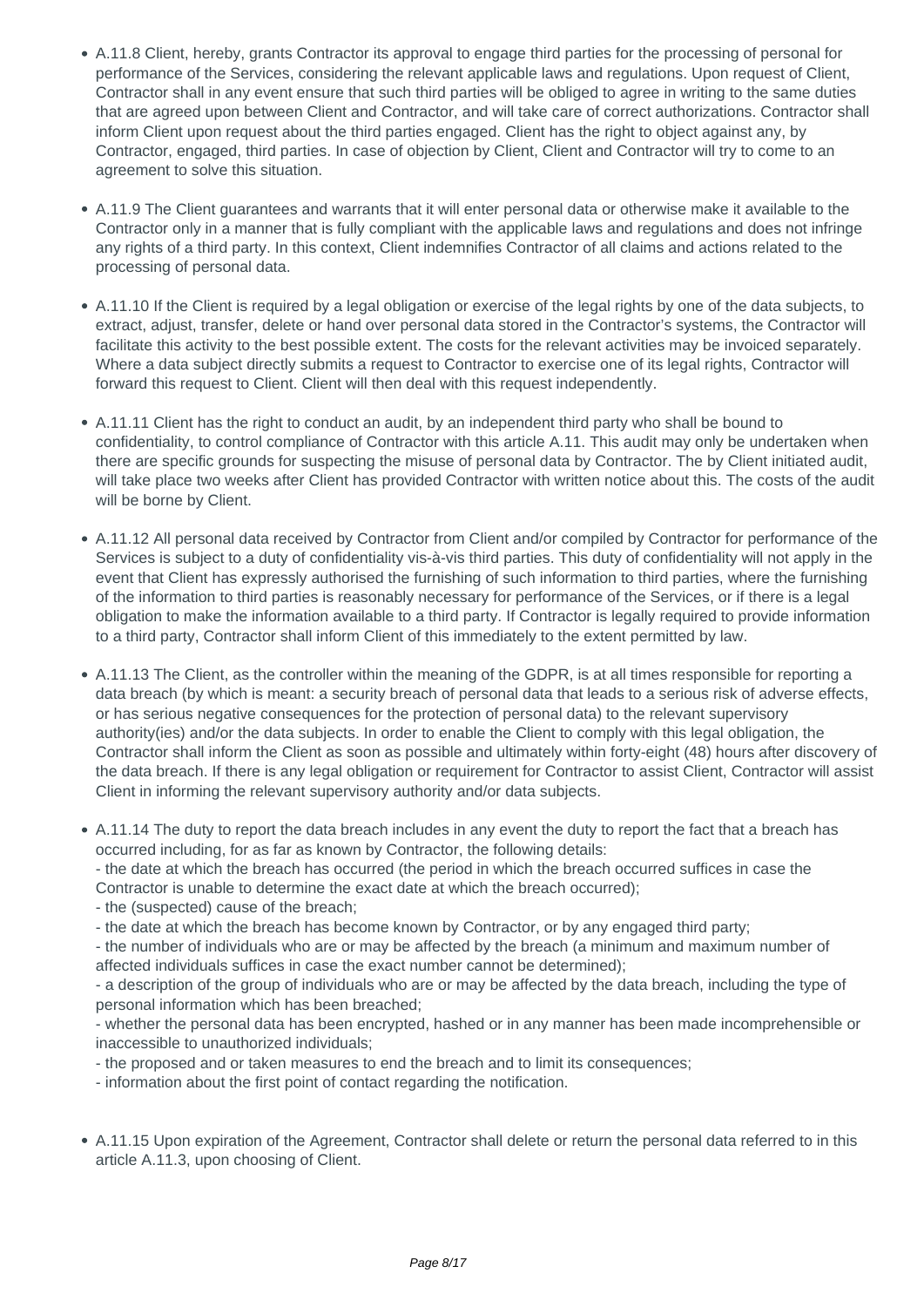- A.11.8 Client, hereby, grants Contractor its approval to engage third parties for the processing of personal for performance of the Services, considering the relevant applicable laws and regulations. Upon request of Client, Contractor shall in any event ensure that such third parties will be obliged to agree in writing to the same duties that are agreed upon between Client and Contractor, and will take care of correct authorizations. Contractor shall inform Client upon request about the third parties engaged. Client has the right to object against any, by Contractor, engaged, third parties. In case of objection by Client, Client and Contractor will try to come to an agreement to solve this situation.

- A.11.9 The Client guarantees and warrants that it will enter personal data or otherwise make it available to the Contractor only in a manner that is fully compliant with the applicable laws and regulations and does not infringe any rights of a third party. In this context, Client indemnifies Contractor of all claims and actions related to the processing of personal data.

- A.11.10 If the Client is required by a legal obligation or exercise of the legal rights by one of the data subjects, to extract, adjust, transfer, delete or hand over personal data stored in the Contractor's systems, the Contractor will facilitate this activity to the best possible extent. The costs for the relevant activities may be invoiced separately. Where a data subject directly submits a request to Contractor to exercise one of its legal rights, Contractor will forward this request to Client. Client will then deal with this request independently.

- A.11.11 Client has the right to conduct an audit, by an independent third party who shall be bound to confidentiality, to control compliance of Contractor with this article A.11. This audit may only be undertaken when there are specific grounds for suspecting the misuse of personal data by Contractor. The by Client initiated audit, will take place two weeks after Client has provided Contractor with written notice about this. The costs of the audit will be borne by Client.

- A.11.12 All personal data received by Contractor from Client and/or compiled by Contractor for performance of the Services is subject to a duty of confidentiality vis-à-vis third parties. This duty of confidentiality will not apply in the event that Client has expressly authorised the furnishing of such information to third parties, where the furnishing of the information to third parties is reasonably necessary for performance of the Services, or if there is a legal obligation to make the information available to a third party. If Contractor is legally required to provide information to a third party, Contractor shall inform Client of this immediately to the extent permitted by law.

- A.11.13 The Client, as the controller within the meaning of the GDPR, is at all times responsible for reporting a data breach (by which is meant: a security breach of personal data that leads to a serious risk of adverse effects, or has serious negative consequences for the protection of personal data) to the relevant supervisory authority(ies) and/or the data subjects. In order to enable the Client to comply with this legal obligation, the Contractor shall inform the Client as soon as possible and ultimately within forty-eight (48) hours after discovery of the data breach. If there is any legal obligation or requirement for Contractor to assist Client, Contractor will assist Client in informing the relevant supervisory authority and/or data subjects.

- A.11.14 The duty to report the data breach includes in any event the duty to report the fact that a breach has occurred including, for as far as known by Contractor, the following details:
  - the date at which the breach has occurred (the period in which the breach occurred suffices in case the Contractor is unable to determine the exact date at which the breach occurred);
  - the (suspected) cause of the breach;
  - the date at which the breach has become known by Contractor, or by any engaged third party;
  - the number of individuals who are or may be affected by the breach (a minimum and maximum number of affected individuals suffices in case the exact number cannot be determined);
  - a description of the group of individuals who are or may be affected by the data breach, including the type of personal information which has been breached;
  - whether the personal data has been encrypted, hashed or in any manner has been made incomprehensible or inaccessible to unauthorized individuals;
  - the proposed and or taken measures to end the breach and to limit its consequences;
  - information about the first point of contact regarding the notification.

- A.11.15 Upon expiration of the Agreement, Contractor shall delete or return the personal data referred to in this article A.11.3, upon choosing of Client.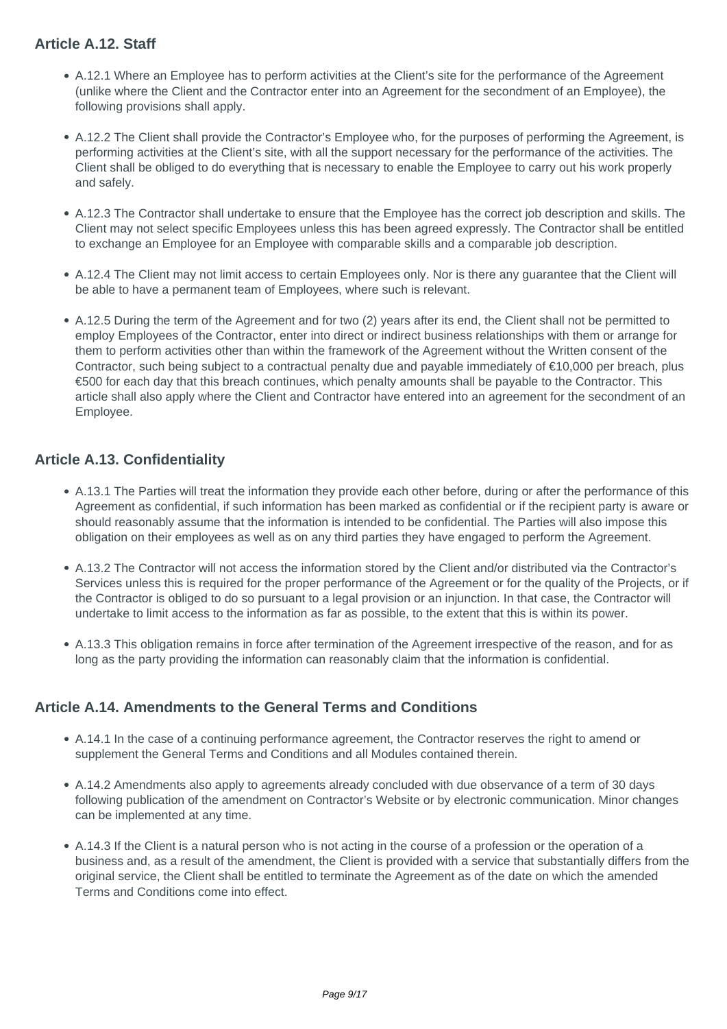### Article A.12. Staff

- A.12.1 Where an Employee has to perform activities at the Client's site for the performance of the Agreement (unlike where the Client and the Contractor enter into an Agreement for the secondment of an Employee), the following provisions shall apply.
- A.12.2 The Client shall provide the Contractor's Employee who, for the purposes of performing the Agreement, is performing activities at the Client's site, with all the support necessary for the performance of the activities. The Client shall be obliged to do everything that is necessary to enable the Employee to carry out his work properly and safely.
- A.12.3 The Contractor shall undertake to ensure that the Employee has the correct job description and skills. The Client may not select specific Employees unless this has been agreed expressly. The Contractor shall be entitled to exchange an Employee for an Employee with comparable skills and a comparable job description.
- A.12.4 The Client may not limit access to certain Employees only. Nor is there any guarantee that the Client will be able to have a permanent team of Employees, where such is relevant.
- A.12.5 During the term of the Agreement and for two (2) years after its end, the Client shall not be permitted to employ Employees of the Contractor, enter into direct or indirect business relationships with them or arrange for them to perform activities other than within the framework of the Agreement without the Written consent of the Contractor, such being subject to a contractual penalty due and payable immediately of €10,000 per breach, plus €500 for each day that this breach continues, which penalty amounts shall be payable to the Contractor. This article shall also apply where the Client and Contractor have entered into an agreement for the secondment of an Employee.

### Article A.13. Confidentiality

- A.13.1 The Parties will treat the information they provide each other before, during or after the performance of this Agreement as confidential, if such information has been marked as confidential or if the recipient party is aware or should reasonably assume that the information is intended to be confidential. The Parties will also impose this obligation on their employees as well as on any third parties they have engaged to perform the Agreement.
- A.13.2 The Contractor will not access the information stored by the Client and/or distributed via the Contractor's Services unless this is required for the proper performance of the Agreement or for the quality of the Projects, or if the Contractor is obliged to do so pursuant to a legal provision or an injunction. In that case, the Contractor will undertake to limit access to the information as far as possible, to the extent that this is within its power.
- A.13.3 This obligation remains in force after termination of the Agreement irrespective of the reason, and for as long as the party providing the information can reasonably claim that the information is confidential.

### Article A.14. Amendments to the General Terms and Conditions

- A.14.1 In the case of a continuing performance agreement, the Contractor reserves the right to amend or supplement the General Terms and Conditions and all Modules contained therein.
- A.14.2 Amendments also apply to agreements already concluded with due observance of a term of 30 days following publication of the amendment on Contractor's Website or by electronic communication. Minor changes can be implemented at any time.
- A.14.3 If the Client is a natural person who is not acting in the course of a profession or the operation of a business and, as a result of the amendment, the Client is provided with a service that substantially differs from the original service, the Client shall be entitled to terminate the Agreement as of the date on which the amended Terms and Conditions come into effect.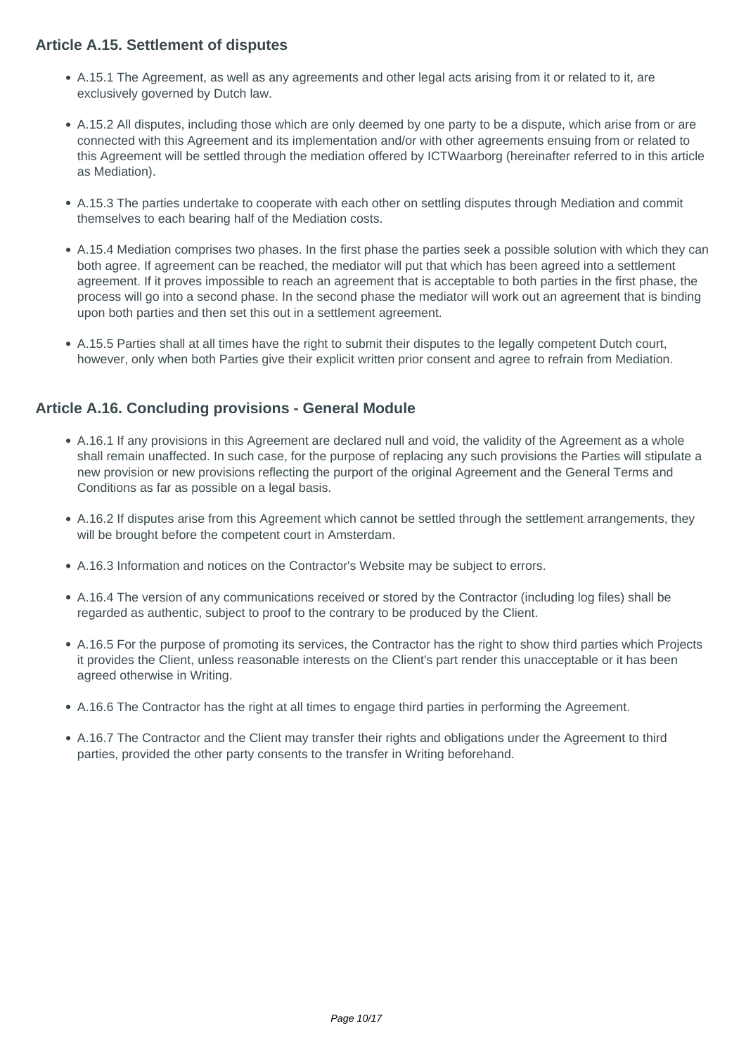### Article A.15. Settlement of disputes

- A.15.1 The Agreement, as well as any agreements and other legal acts arising from it or related to it, are exclusively governed by Dutch law.
- A.15.2 All disputes, including those which are only deemed by one party to be a dispute, which arise from or are connected with this Agreement and its implementation and/or with other agreements ensuing from or related to this Agreement will be settled through the mediation offered by ICTWaarborg (hereinafter referred to in this article as Mediation).
- A.15.3 The parties undertake to cooperate with each other on settling disputes through Mediation and commit themselves to each bearing half of the Mediation costs.
- A.15.4 Mediation comprises two phases. In the first phase the parties seek a possible solution with which they can both agree. If agreement can be reached, the mediator will put that which has been agreed into a settlement agreement. If it proves impossible to reach an agreement that is acceptable to both parties in the first phase, the process will go into a second phase. In the second phase the mediator will work out an agreement that is binding upon both parties and then set this out in a settlement agreement.
- A.15.5 Parties shall at all times have the right to submit their disputes to the legally competent Dutch court, however, only when both Parties give their explicit written prior consent and agree to refrain from Mediation.

### Article A.16. Concluding provisions - General Module

- A.16.1 If any provisions in this Agreement are declared null and void, the validity of the Agreement as a whole shall remain unaffected. In such case, for the purpose of replacing any such provisions the Parties will stipulate a new provision or new provisions reflecting the purport of the original Agreement and the General Terms and Conditions as far as possible on a legal basis.
- A.16.2 If disputes arise from this Agreement which cannot be settled through the settlement arrangements, they will be brought before the competent court in Amsterdam.
- A.16.3 Information and notices on the Contractor's Website may be subject to errors.
- A.16.4 The version of any communications received or stored by the Contractor (including log files) shall be regarded as authentic, subject to proof to the contrary to be produced by the Client.
- A.16.5 For the purpose of promoting its services, the Contractor has the right to show third parties which Projects it provides the Client, unless reasonable interests on the Client's part render this unacceptable or it has been agreed otherwise in Writing.
- A.16.6 The Contractor has the right at all times to engage third parties in performing the Agreement.
- A.16.7 The Contractor and the Client may transfer their rights and obligations under the Agreement to third parties, provided the other party consents to the transfer in Writing beforehand.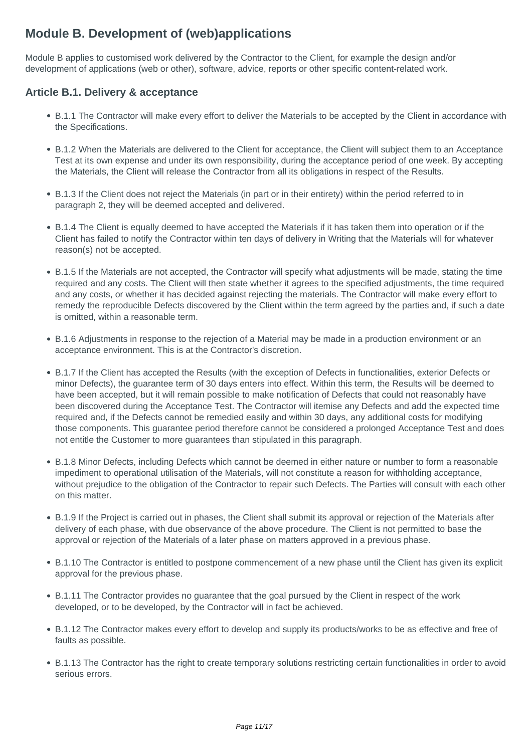## Module B. Development of (web)applications

Module B applies to customised work delivered by the Contractor to the Client, for example the design and/or development of applications (web or other), software, advice, reports or other specific content-related work.

### Article B.1. Delivery & acceptance

- B.1.1 The Contractor will make every effort to deliver the Materials to be accepted by the Client in accordance with the Specifications.
- B.1.2 When the Materials are delivered to the Client for acceptance, the Client will subject them to an Acceptance Test at its own expense and under its own responsibility, during the acceptance period of one week. By accepting the Materials, the Client will release the Contractor from all its obligations in respect of the Results.
- B.1.3 If the Client does not reject the Materials (in part or in their entirety) within the period referred to in paragraph 2, they will be deemed accepted and delivered.
- B.1.4 The Client is equally deemed to have accepted the Materials if it has taken them into operation or if the Client has failed to notify the Contractor within ten days of delivery in Writing that the Materials will for whatever reason(s) not be accepted.
- B.1.5 If the Materials are not accepted, the Contractor will specify what adjustments will be made, stating the time required and any costs. The Client will then state whether it agrees to the specified adjustments, the time required and any costs, or whether it has decided against rejecting the materials. The Contractor will make every effort to remedy the reproducible Defects discovered by the Client within the term agreed by the parties and, if such a date is omitted, within a reasonable term.
- B.1.6 Adjustments in response to the rejection of a Material may be made in a production environment or an acceptance environment. This is at the Contractor's discretion.
- B.1.7 If the Client has accepted the Results (with the exception of Defects in functionalities, exterior Defects or minor Defects), the guarantee term of 30 days enters into effect. Within this term, the Results will be deemed to have been accepted, but it will remain possible to make notification of Defects that could not reasonably have been discovered during the Acceptance Test. The Contractor will itemise any Defects and add the expected time required and, if the Defects cannot be remedied easily and within 30 days, any additional costs for modifying those components. This guarantee period therefore cannot be considered a prolonged Acceptance Test and does not entitle the Customer to more guarantees than stipulated in this paragraph.
- B.1.8 Minor Defects, including Defects which cannot be deemed in either nature or number to form a reasonable impediment to operational utilisation of the Materials, will not constitute a reason for withholding acceptance, without prejudice to the obligation of the Contractor to repair such Defects. The Parties will consult with each other on this matter.
- B.1.9 If the Project is carried out in phases, the Client shall submit its approval or rejection of the Materials after delivery of each phase, with due observance of the above procedure. The Client is not permitted to base the approval or rejection of the Materials of a later phase on matters approved in a previous phase.
- B.1.10 The Contractor is entitled to postpone commencement of a new phase until the Client has given its explicit approval for the previous phase.
- B.1.11 The Contractor provides no guarantee that the goal pursued by the Client in respect of the work developed, or to be developed, by the Contractor will in fact be achieved.
- B.1.12 The Contractor makes every effort to develop and supply its products/works to be as effective and free of faults as possible.
- B.1.13 The Contractor has the right to create temporary solutions restricting certain functionalities in order to avoid serious errors.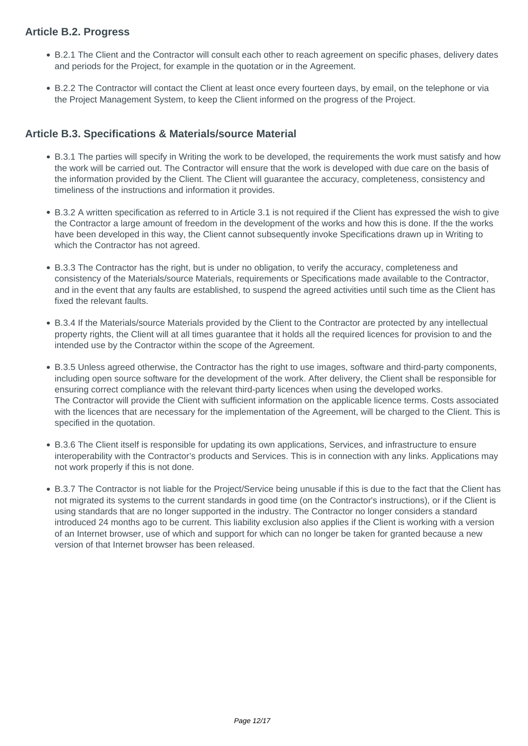### Article B.2. Progress

- B.2.1 The Client and the Contractor will consult each other to reach agreement on specific phases, delivery dates and periods for the Project, for example in the quotation or in the Agreement.
- B.2.2 The Contractor will contact the Client at least once every fourteen days, by email, on the telephone or via the Project Management System, to keep the Client informed on the progress of the Project.

### Article B.3. Specifications & Materials/source Material

- B.3.1 The parties will specify in Writing the work to be developed, the requirements the work must satisfy and how the work will be carried out. The Contractor will ensure that the work is developed with due care on the basis of the information provided by the Client. The Client will guarantee the accuracy, completeness, consistency and timeliness of the instructions and information it provides.
- B.3.2 A written specification as referred to in Article 3.1 is not required if the Client has expressed the wish to give the Contractor a large amount of freedom in the development of the works and how this is done. If the the works have been developed in this way, the Client cannot subsequently invoke Specifications drawn up in Writing to which the Contractor has not agreed.
- B.3.3 The Contractor has the right, but is under no obligation, to verify the accuracy, completeness and consistency of the Materials/source Materials, requirements or Specifications made available to the Contractor, and in the event that any faults are established, to suspend the agreed activities until such time as the Client has fixed the relevant faults.
- B.3.4 If the Materials/source Materials provided by the Client to the Contractor are protected by any intellectual property rights, the Client will at all times guarantee that it holds all the required licences for provision to and the intended use by the Contractor within the scope of the Agreement.
- B.3.5 Unless agreed otherwise, the Contractor has the right to use images, software and third-party components, including open source software for the development of the work. After delivery, the Client shall be responsible for ensuring correct compliance with the relevant third-party licences when using the developed works.
  The Contractor will provide the Client with sufficient information on the applicable licence terms. Costs associated with the licences that are necessary for the implementation of the Agreement, will be charged to the Client. This is specified in the quotation.
- B.3.6 The Client itself is responsible for updating its own applications, Services, and infrastructure to ensure interoperability with the Contractor's products and Services. This is in connection with any links. Applications may not work properly if this is not done.
- B.3.7 The Contractor is not liable for the Project/Service being unusable if this is due to the fact that the Client has not migrated its systems to the current standards in good time (on the Contractor's instructions), or if the Client is using standards that are no longer supported in the industry. The Contractor no longer considers a standard introduced 24 months ago to be current. This liability exclusion also applies if the Client is working with a version of an Internet browser, use of which and support for which can no longer be taken for granted because a new version of that Internet browser has been released.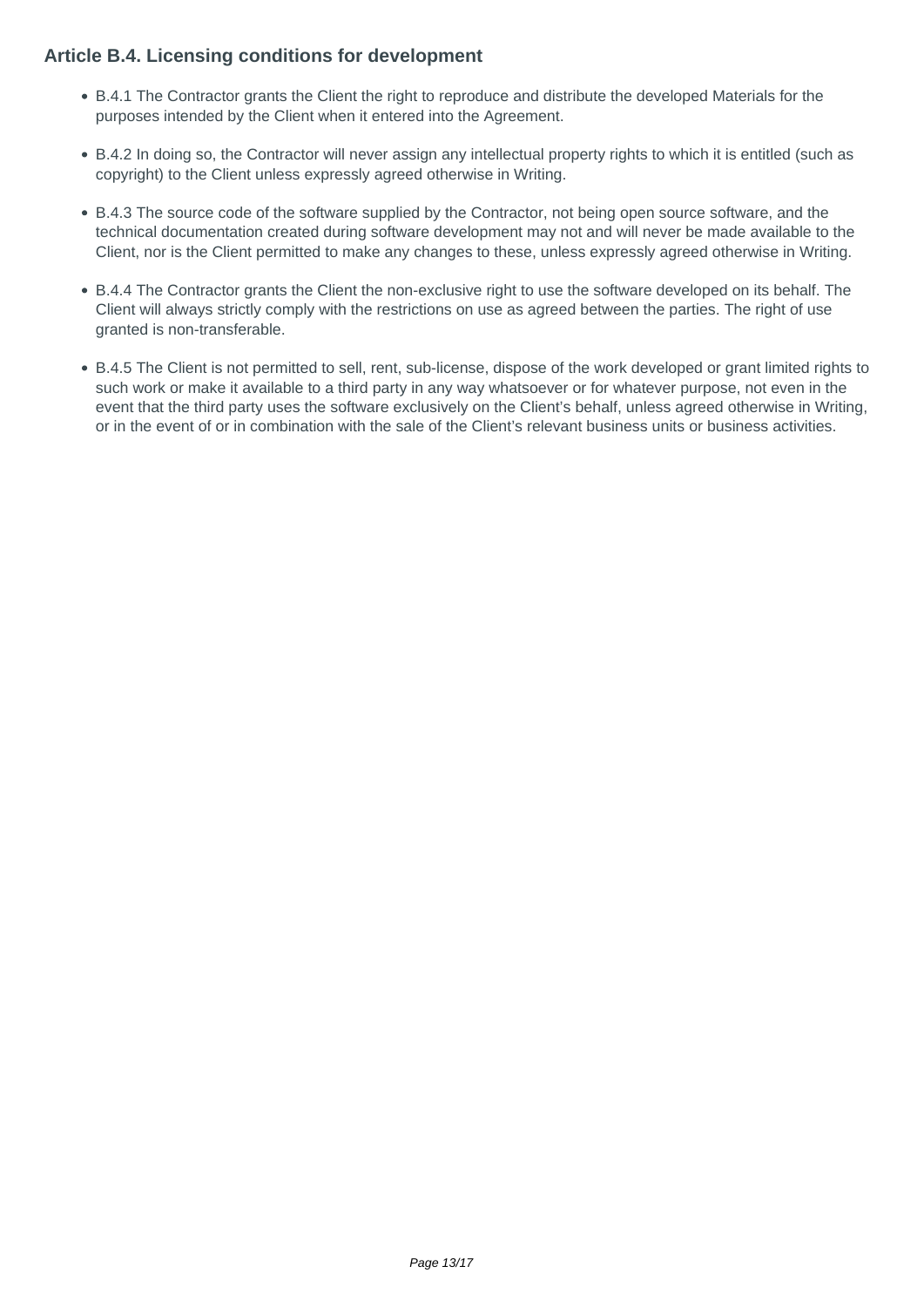### Article B.4. Licensing conditions for development

- B.4.1 The Contractor grants the Client the right to reproduce and distribute the developed Materials for the purposes intended by the Client when it entered into the Agreement.
- B.4.2 In doing so, the Contractor will never assign any intellectual property rights to which it is entitled (such as copyright) to the Client unless expressly agreed otherwise in Writing.
- B.4.3 The source code of the software supplied by the Contractor, not being open source software, and the technical documentation created during software development may not and will never be made available to the Client, nor is the Client permitted to make any changes to these, unless expressly agreed otherwise in Writing.
- B.4.4 The Contractor grants the Client the non-exclusive right to use the software developed on its behalf. The Client will always strictly comply with the restrictions on use as agreed between the parties. The right of use granted is non-transferable.
- B.4.5 The Client is not permitted to sell, rent, sub-license, dispose of the work developed or grant limited rights to such work or make it available to a third party in any way whatsoever or for whatever purpose, not even in the event that the third party uses the software exclusively on the Client's behalf, unless agreed otherwise in Writing, or in the event of or in combination with the sale of the Client's relevant business units or business activities.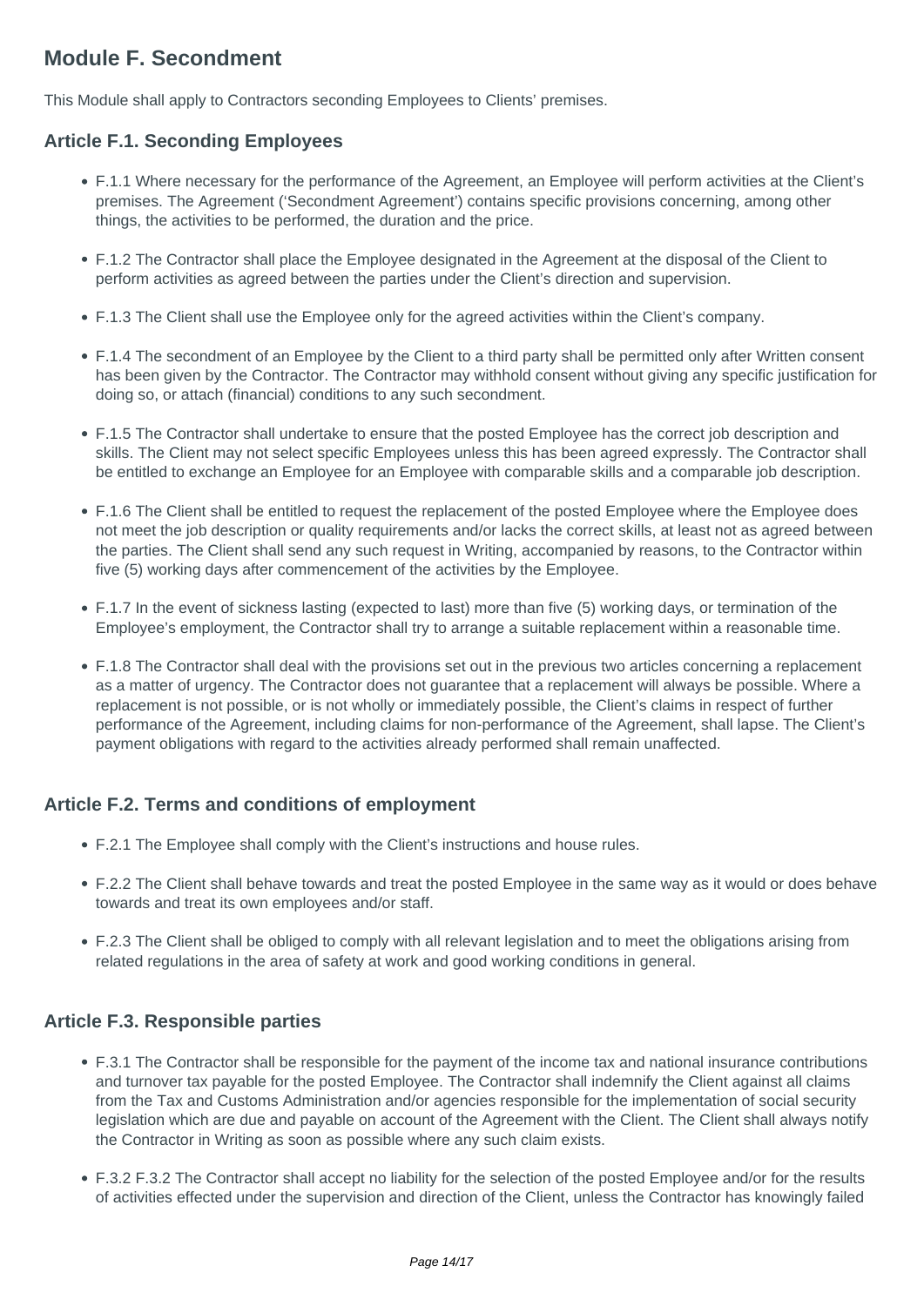## Module F. Secondment

This Module shall apply to Contractors seconding Employees to Clients' premises.

### Article F.1. Seconding Employees

- F.1.1 Where necessary for the performance of the Agreement, an Employee will perform activities at the Client's premises. The Agreement ('Secondment Agreement') contains specific provisions concerning, among other things, the activities to be performed, the duration and the price.
- F.1.2 The Contractor shall place the Employee designated in the Agreement at the disposal of the Client to perform activities as agreed between the parties under the Client's direction and supervision.
- F.1.3 The Client shall use the Employee only for the agreed activities within the Client's company.
- F.1.4 The secondment of an Employee by the Client to a third party shall be permitted only after Written consent has been given by the Contractor. The Contractor may withhold consent without giving any specific justification for doing so, or attach (financial) conditions to any such secondment.
- F.1.5 The Contractor shall undertake to ensure that the posted Employee has the correct job description and skills. The Client may not select specific Employees unless this has been agreed expressly. The Contractor shall be entitled to exchange an Employee for an Employee with comparable skills and a comparable job description.
- F.1.6 The Client shall be entitled to request the replacement of the posted Employee where the Employee does not meet the job description or quality requirements and/or lacks the correct skills, at least not as agreed between the parties. The Client shall send any such request in Writing, accompanied by reasons, to the Contractor within five (5) working days after commencement of the activities by the Employee.
- F.1.7 In the event of sickness lasting (expected to last) more than five (5) working days, or termination of the Employee's employment, the Contractor shall try to arrange a suitable replacement within a reasonable time.
- F.1.8 The Contractor shall deal with the provisions set out in the previous two articles concerning a replacement as a matter of urgency. The Contractor does not guarantee that a replacement will always be possible. Where a replacement is not possible, or is not wholly or immediately possible, the Client's claims in respect of further performance of the Agreement, including claims for non-performance of the Agreement, shall lapse. The Client's payment obligations with regard to the activities already performed shall remain unaffected.

### Article F.2. Terms and conditions of employment

- F.2.1 The Employee shall comply with the Client's instructions and house rules.
- F.2.2 The Client shall behave towards and treat the posted Employee in the same way as it would or does behave towards and treat its own employees and/or staff.
- F.2.3 The Client shall be obliged to comply with all relevant legislation and to meet the obligations arising from related regulations in the area of safety at work and good working conditions in general.

### Article F.3. Responsible parties

- F.3.1 The Contractor shall be responsible for the payment of the income tax and national insurance contributions and turnover tax payable for the posted Employee. The Contractor shall indemnify the Client against all claims from the Tax and Customs Administration and/or agencies responsible for the implementation of social security legislation which are due and payable on account of the Agreement with the Client. The Client shall always notify the Contractor in Writing as soon as possible where any such claim exists.
- F.3.2 F.3.2 The Contractor shall accept no liability for the selection of the posted Employee and/or for the results of activities effected under the supervision and direction of the Client, unless the Contractor has knowingly failed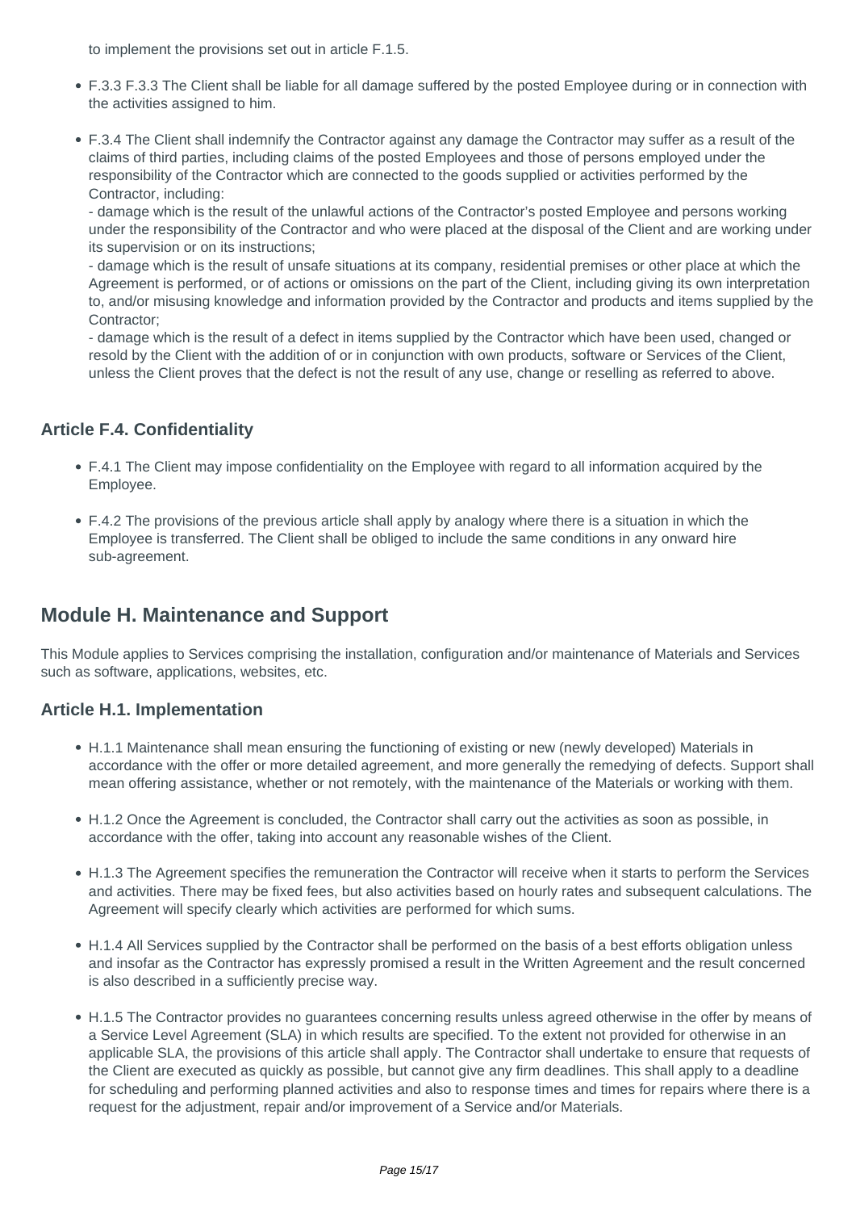to implement the provisions set out in article F.1.5.

- F.3.3 F.3.3 The Client shall be liable for all damage suffered by the posted Employee during or in connection with the activities assigned to him.
- F.3.4 The Client shall indemnify the Contractor against any damage the Contractor may suffer as a result of the claims of third parties, including claims of the posted Employees and those of persons employed under the responsibility of the Contractor which are connected to the goods supplied or activities performed by the Contractor, including:
  - damage which is the result of the unlawful actions of the Contractor's posted Employee and persons working under the responsibility of the Contractor and who were placed at the disposal of the Client and are working under its supervision or on its instructions;
  - damage which is the result of unsafe situations at its company, residential premises or other place at which the Agreement is performed, or of actions or omissions on the part of the Client, including giving its own interpretation to, and/or misusing knowledge and information provided by the Contractor and products and items supplied by the Contractor;
  - damage which is the result of a defect in items supplied by the Contractor which have been used, changed or resold by the Client with the addition of or in conjunction with own products, software or Services of the Client, unless the Client proves that the defect is not the result of any use, change or reselling as referred to above.

### Article F.4. Confidentiality

- F.4.1 The Client may impose confidentiality on the Employee with regard to all information acquired by the Employee.
- F.4.2 The provisions of the previous article shall apply by analogy where there is a situation in which the Employee is transferred. The Client shall be obliged to include the same conditions in any onward hire sub-agreement.

## Module H. Maintenance and Support

This Module applies to Services comprising the installation, configuration and/or maintenance of Materials and Services such as software, applications, websites, etc.

### Article H.1. Implementation

- H.1.1 Maintenance shall mean ensuring the functioning of existing or new (newly developed) Materials in accordance with the offer or more detailed agreement, and more generally the remedying of defects. Support shall mean offering assistance, whether or not remotely, with the maintenance of the Materials or working with them.
- H.1.2 Once the Agreement is concluded, the Contractor shall carry out the activities as soon as possible, in accordance with the offer, taking into account any reasonable wishes of the Client.
- H.1.3 The Agreement specifies the remuneration the Contractor will receive when it starts to perform the Services and activities. There may be fixed fees, but also activities based on hourly rates and subsequent calculations. The Agreement will specify clearly which activities are performed for which sums.
- H.1.4 All Services supplied by the Contractor shall be performed on the basis of a best efforts obligation unless and insofar as the Contractor has expressly promised a result in the Written Agreement and the result concerned is also described in a sufficiently precise way.
- H.1.5 The Contractor provides no guarantees concerning results unless agreed otherwise in the offer by means of a Service Level Agreement (SLA) in which results are specified. To the extent not provided for otherwise in an applicable SLA, the provisions of this article shall apply. The Contractor shall undertake to ensure that requests of the Client are executed as quickly as possible, but cannot give any firm deadlines. This shall apply to a deadline for scheduling and performing planned activities and also to response times and times for repairs where there is a request for the adjustment, repair and/or improvement of a Service and/or Materials.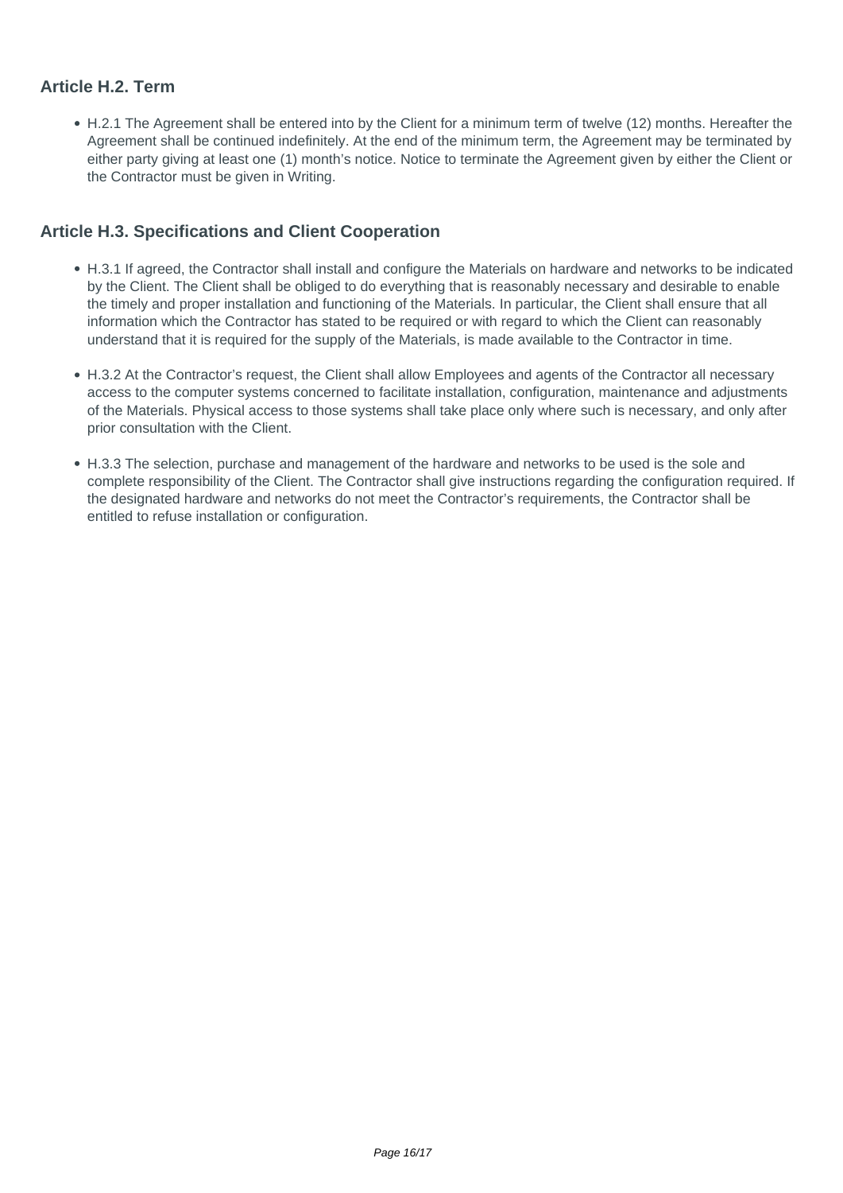### Article H.2. Term

- H.2.1 The Agreement shall be entered into by the Client for a minimum term of twelve (12) months. Hereafter the Agreement shall be continued indefinitely. At the end of the minimum term, the Agreement may be terminated by either party giving at least one (1) month's notice. Notice to terminate the Agreement given by either the Client or the Contractor must be given in Writing.

### Article H.3. Specifications and Client Cooperation

- H.3.1 If agreed, the Contractor shall install and configure the Materials on hardware and networks to be indicated by the Client. The Client shall be obliged to do everything that is reasonably necessary and desirable to enable the timely and proper installation and functioning of the Materials. In particular, the Client shall ensure that all information which the Contractor has stated to be required or with regard to which the Client can reasonably understand that it is required for the supply of the Materials, is made available to the Contractor in time.

- H.3.2 At the Contractor's request, the Client shall allow Employees and agents of the Contractor all necessary access to the computer systems concerned to facilitate installation, configuration, maintenance and adjustments of the Materials. Physical access to those systems shall take place only where such is necessary, and only after prior consultation with the Client.

- H.3.3 The selection, purchase and management of the hardware and networks to be used is the sole and complete responsibility of the Client. The Contractor shall give instructions regarding the configuration required. If the designated hardware and networks do not meet the Contractor's requirements, the Contractor shall be entitled to refuse installation or configuration.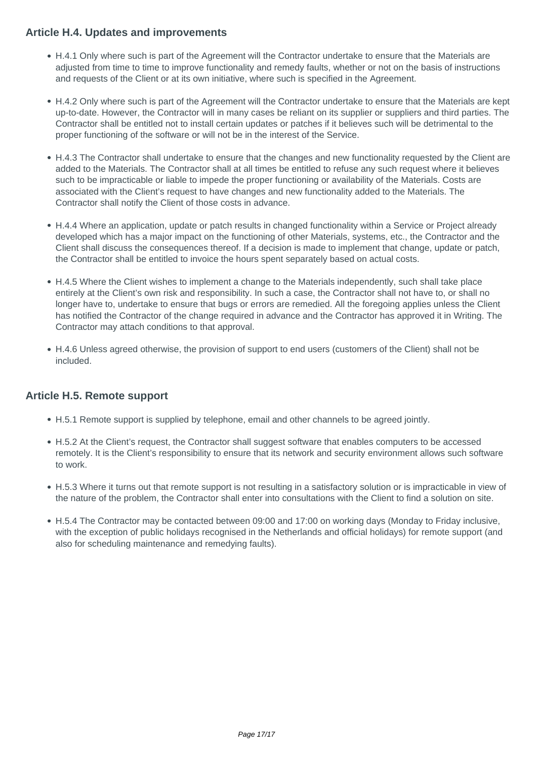## Article H.4. Updates and improvements

- H.4.1 Only where such is part of the Agreement will the Contractor undertake to ensure that the Materials are adjusted from time to time to improve functionality and remedy faults, whether or not on the basis of instructions and requests of the Client or at its own initiative, where such is specified in the Agreement.
- H.4.2 Only where such is part of the Agreement will the Contractor undertake to ensure that the Materials are kept up-to-date. However, the Contractor will in many cases be reliant on its supplier or suppliers and third parties. The Contractor shall be entitled not to install certain updates or patches if it believes such will be detrimental to the proper functioning of the software or will not be in the interest of the Service.
- H.4.3 The Contractor shall undertake to ensure that the changes and new functionality requested by the Client are added to the Materials. The Contractor shall at all times be entitled to refuse any such request where it believes such to be impracticable or liable to impede the proper functioning or availability of the Materials. Costs are associated with the Client's request to have changes and new functionality added to the Materials. The Contractor shall notify the Client of those costs in advance.
- H.4.4 Where an application, update or patch results in changed functionality within a Service or Project already developed which has a major impact on the functioning of other Materials, systems, etc., the Contractor and the Client shall discuss the consequences thereof. If a decision is made to implement that change, update or patch, the Contractor shall be entitled to invoice the hours spent separately based on actual costs.
- H.4.5 Where the Client wishes to implement a change to the Materials independently, such shall take place entirely at the Client's own risk and responsibility. In such a case, the Contractor shall not have to, or shall no longer have to, undertake to ensure that bugs or errors are remedied. All the foregoing applies unless the Client has notified the Contractor of the change required in advance and the Contractor has approved it in Writing. The Contractor may attach conditions to that approval.
- H.4.6 Unless agreed otherwise, the provision of support to end users (customers of the Client) shall not be included.

## Article H.5. Remote support

- H.5.1 Remote support is supplied by telephone, email and other channels to be agreed jointly.
- H.5.2 At the Client's request, the Contractor shall suggest software that enables computers to be accessed remotely. It is the Client's responsibility to ensure that its network and security environment allows such software to work.
- H.5.3 Where it turns out that remote support is not resulting in a satisfactory solution or is impracticable in view of the nature of the problem, the Contractor shall enter into consultations with the Client to find a solution on site.
- H.5.4 The Contractor may be contacted between 09:00 and 17:00 on working days (Monday to Friday inclusive, with the exception of public holidays recognised in the Netherlands and official holidays) for remote support (and also for scheduling maintenance and remedying faults).